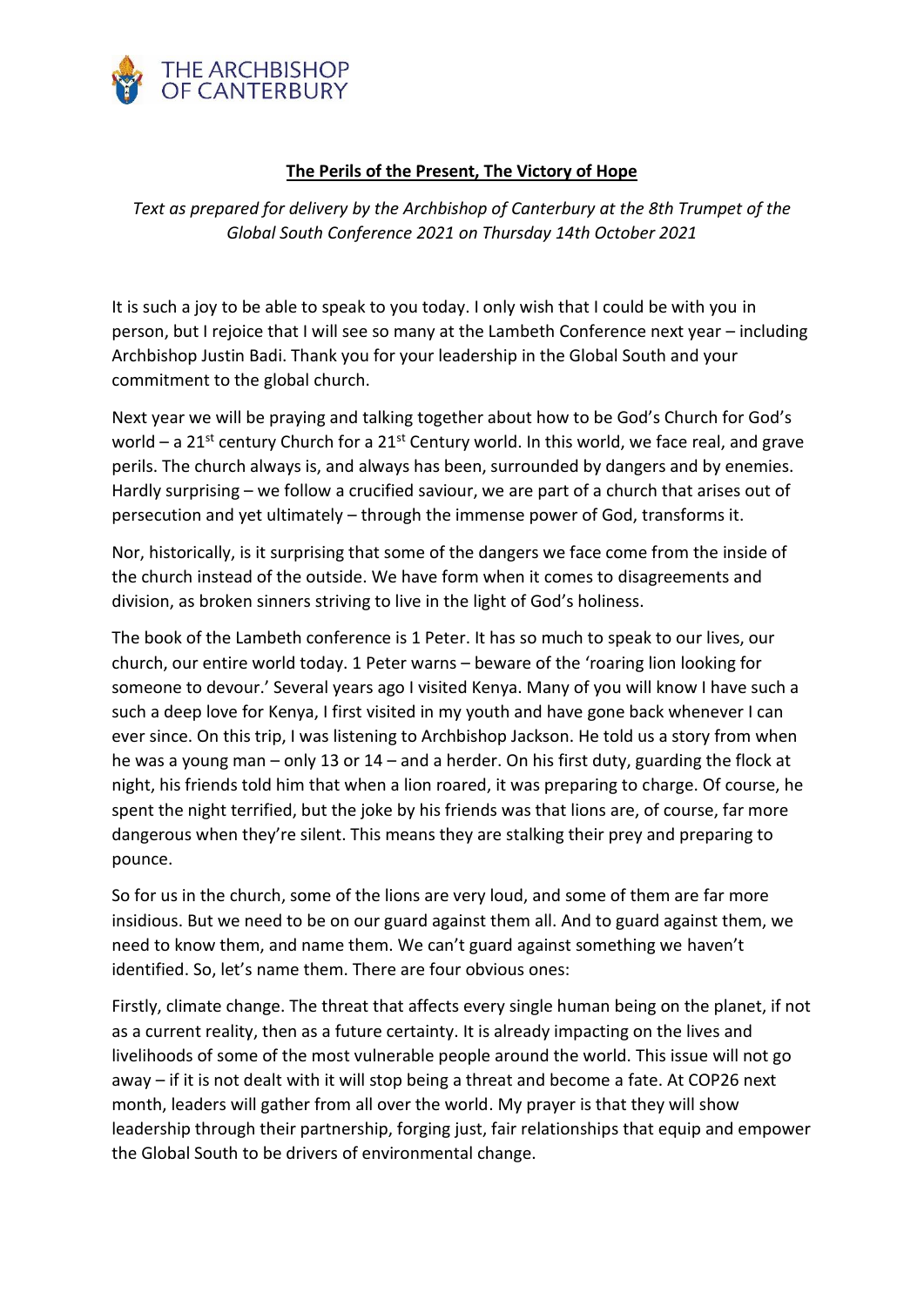THE ARCHBISHOP OF CANTERBURY

**The Perils of the Present, The Victory of Hope**

*Text as prepared for delivery by the Archbishop of Canterbury at the 8th Trumpet of the Global South Conference 2021 on Thursday 14th October 2021*

It is such a joy to be able to speak to you today. I only wish that I could be with you in person, but I rejoice that I will see so many at the Lambeth Conference next year – including Archbishop Justin Badi. Thank you for your leadership in the Global South and your commitment to the global church.

Next year we will be praying and talking together about how to be God's Church for God's world – a 21st century Church for a 21st Century world. In this world, we face real, and grave perils. The church always is, and always has been, surrounded by dangers and by enemies. Hardly surprising – we follow a crucified saviour, we are part of a church that arises out of persecution and yet ultimately – through the immense power of God, transforms it.

Nor, historically, is it surprising that some of the dangers we face come from the inside of the church instead of the outside. We have form when it comes to disagreements and division, as broken sinners striving to live in the light of God's holiness.

The book of the Lambeth conference is 1 Peter. It has so much to speak to our lives, our church, our entire world today. 1 Peter warns – beware of the 'roaring lion looking for someone to devour.' Several years ago I visited Kenya. Many of you will know I have such a such a deep love for Kenya, I first visited in my youth and have gone back whenever I can ever since. On this trip, I was listening to Archbishop Jackson. He told us a story from when he was a young man – only 13 or 14 – and a herder. On his first duty, guarding the flock at night, his friends told him that when a lion roared, it was preparing to charge. Of course, he spent the night terrified, but the joke by his friends was that lions are, of course, far more dangerous when they're silent. This means they are stalking their prey and preparing to pounce.

So for us in the church, some of the lions are very loud, and some of them are far more insidious. But we need to be on our guard against them all. And to guard against them, we need to know them, and name them. We can't guard against something we haven't identified. So, let's name them. There are four obvious ones:

Firstly, climate change. The threat that affects every single human being on the planet, if not as a current reality, then as a future certainty. It is already impacting on the lives and livelihoods of some of the most vulnerable people around the world. This issue will not go away – if it is not dealt with it will stop being a threat and become a fate. At COP26 next month, leaders will gather from all over the world. My prayer is that they will show leadership through their partnership, forging just, fair relationships that equip and empower the Global South to be drivers of environmental change.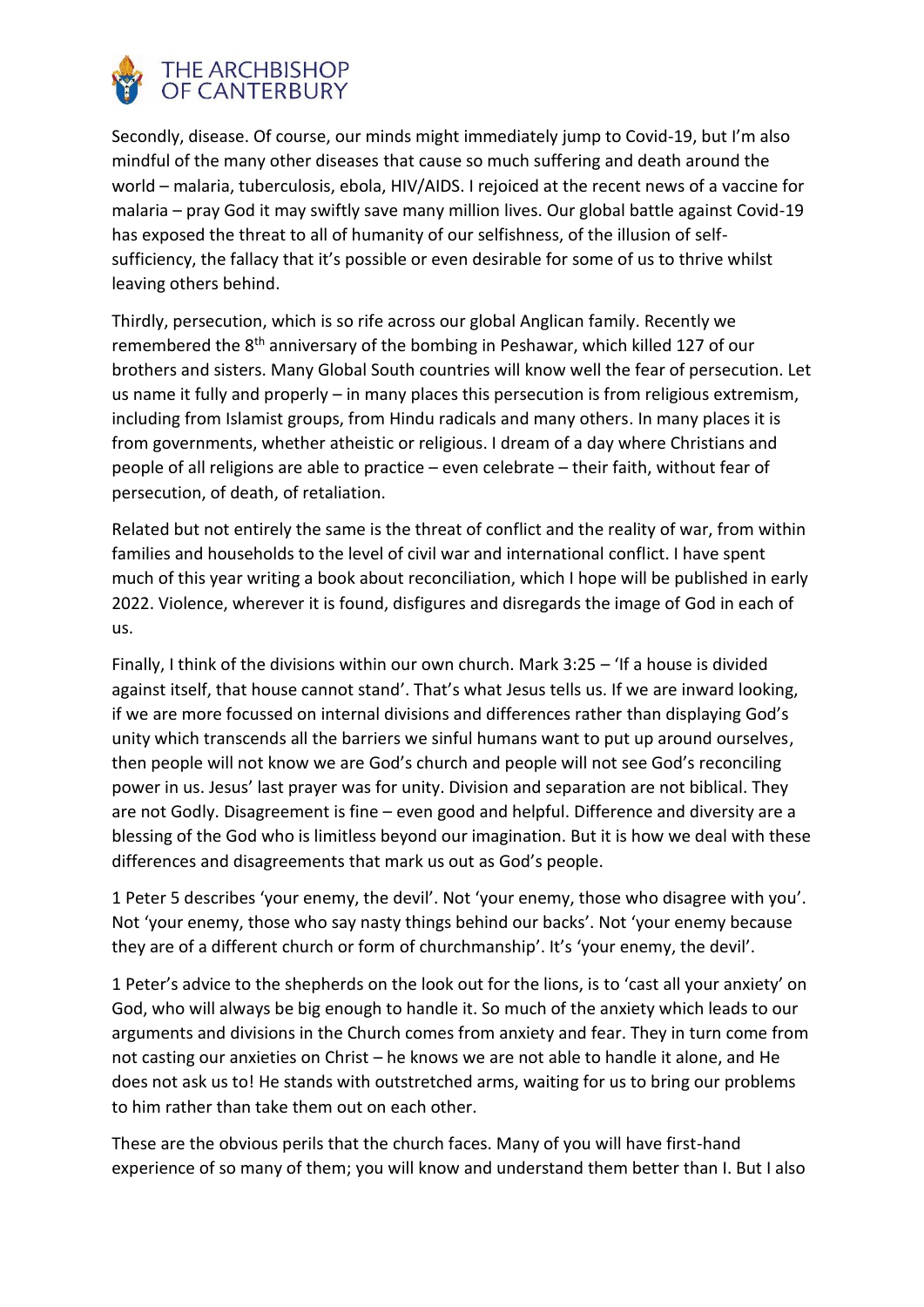Secondly, disease. Of course, our minds might immediately jump to Covid-19, but I'm also mindful of the many other diseases that cause so much suffering and death around the world – malaria, tuberculosis, ebola, HIV/AIDS. I rejoiced at the recent news of a vaccine for malaria – pray God it may swiftly save many million lives. Our global battle against Covid-19 has exposed the threat to all of humanity of our selfishness, of the illusion of self-sufficiency, the fallacy that it's possible or even desirable for some of us to thrive whilst leaving others behind.

Thirdly, persecution, which is so rife across our global Anglican family. Recently we remembered the 8th anniversary of the bombing in Peshawar, which killed 127 of our brothers and sisters. Many Global South countries will know well the fear of persecution. Let us name it fully and properly – in many places this persecution is from religious extremism, including from Islamist groups, from Hindu radicals and many others. In many places it is from governments, whether atheistic or religious. I dream of a day where Christians and people of all religions are able to practice – even celebrate – their faith, without fear of persecution, of death, of retaliation.

Related but not entirely the same is the threat of conflict and the reality of war, from within families and households to the level of civil war and international conflict. I have spent much of this year writing a book about reconciliation, which I hope will be published in early 2022. Violence, wherever it is found, disfigures and disregards the image of God in each of us.

Finally, I think of the divisions within our own church. Mark 3:25 – 'If a house is divided against itself, that house cannot stand'. That's what Jesus tells us. If we are inward looking, if we are more focussed on internal divisions and differences rather than displaying God's unity which transcends all the barriers we sinful humans want to put up around ourselves, then people will not know we are God's church and people will not see God's reconciling power in us. Jesus' last prayer was for unity. Division and separation are not biblical. They are not Godly. Disagreement is fine – even good and helpful. Difference and diversity are a blessing of the God who is limitless beyond our imagination. But it is how we deal with these differences and disagreements that mark us out as God's people.

1 Peter 5 describes 'your enemy, the devil'. Not 'your enemy, those who disagree with you'. Not 'your enemy, those who say nasty things behind our backs'. Not 'your enemy because they are of a different church or form of churchmanship'. It's 'your enemy, the devil'.

1 Peter's advice to the shepherds on the look out for the lions, is to 'cast all your anxiety' on God, who will always be big enough to handle it. So much of the anxiety which leads to our arguments and divisions in the Church comes from anxiety and fear. They in turn come from not casting our anxieties on Christ – he knows we are not able to handle it alone, and He does not ask us to! He stands with outstretched arms, waiting for us to bring our problems to him rather than take them out on each other.

These are the obvious perils that the church faces. Many of you will have first-hand experience of so many of them; you will know and understand them better than I. But I also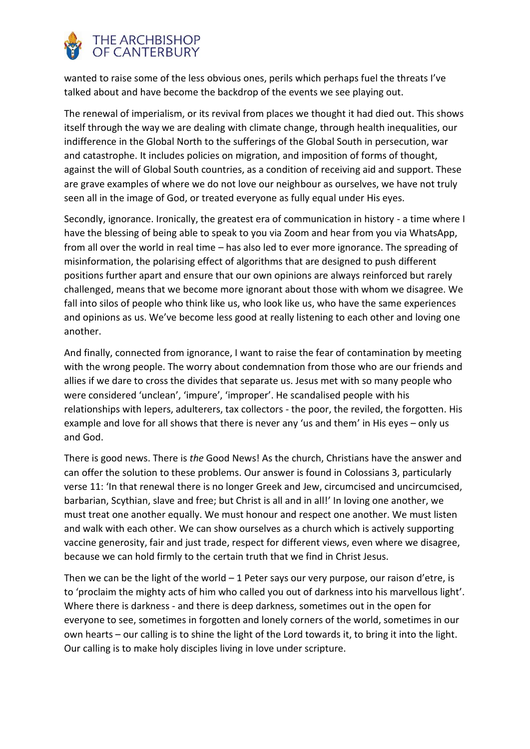wanted to raise some of the less obvious ones, perils which perhaps fuel the threats I've talked about and have become the backdrop of the events we see playing out.

The renewal of imperialism, or its revival from places we thought it had died out. This shows itself through the way we are dealing with climate change, through health inequalities, our indifference in the Global North to the sufferings of the Global South in persecution, war and catastrophe. It includes policies on migration, and imposition of forms of thought, against the will of Global South countries, as a condition of receiving aid and support. These are grave examples of where we do not love our neighbour as ourselves, we have not truly seen all in the image of God, or treated everyone as fully equal under His eyes.

Secondly, ignorance. Ironically, the greatest era of communication in history - a time where I have the blessing of being able to speak to you via Zoom and hear from you via WhatsApp, from all over the world in real time – has also led to ever more ignorance. The spreading of misinformation, the polarising effect of algorithms that are designed to push different positions further apart and ensure that our own opinions are always reinforced but rarely challenged, means that we become more ignorant about those with whom we disagree. We fall into silos of people who think like us, who look like us, who have the same experiences and opinions as us. We've become less good at really listening to each other and loving one another.

And finally, connected from ignorance, I want to raise the fear of contamination by meeting with the wrong people. The worry about condemnation from those who are our friends and allies if we dare to cross the divides that separate us. Jesus met with so many people who were considered 'unclean', 'impure', 'improper'. He scandalised people with his relationships with lepers, adulterers, tax collectors - the poor, the reviled, the forgotten. His example and love for all shows that there is never any 'us and them' in His eyes – only us and God.

There is good news. There is *the* Good News! As the church, Christians have the answer and can offer the solution to these problems. Our answer is found in Colossians 3, particularly verse 11: 'In that renewal there is no longer Greek and Jew, circumcised and uncircumcised, barbarian, Scythian, slave and free; but Christ is all and in all!' In loving one another, we must treat one another equally. We must honour and respect one another. We must listen and walk with each other. We can show ourselves as a church which is actively supporting vaccine generosity, fair and just trade, respect for different views, even where we disagree, because we can hold firmly to the certain truth that we find in Christ Jesus.

Then we can be the light of the world – 1 Peter says our very purpose, our raison d'etre, is to 'proclaim the mighty acts of him who called you out of darkness into his marvellous light'. Where there is darkness - and there is deep darkness, sometimes out in the open for everyone to see, sometimes in forgotten and lonely corners of the world, sometimes in our own hearts – our calling is to shine the light of the Lord towards it, to bring it into the light. Our calling is to make holy disciples living in love under scripture.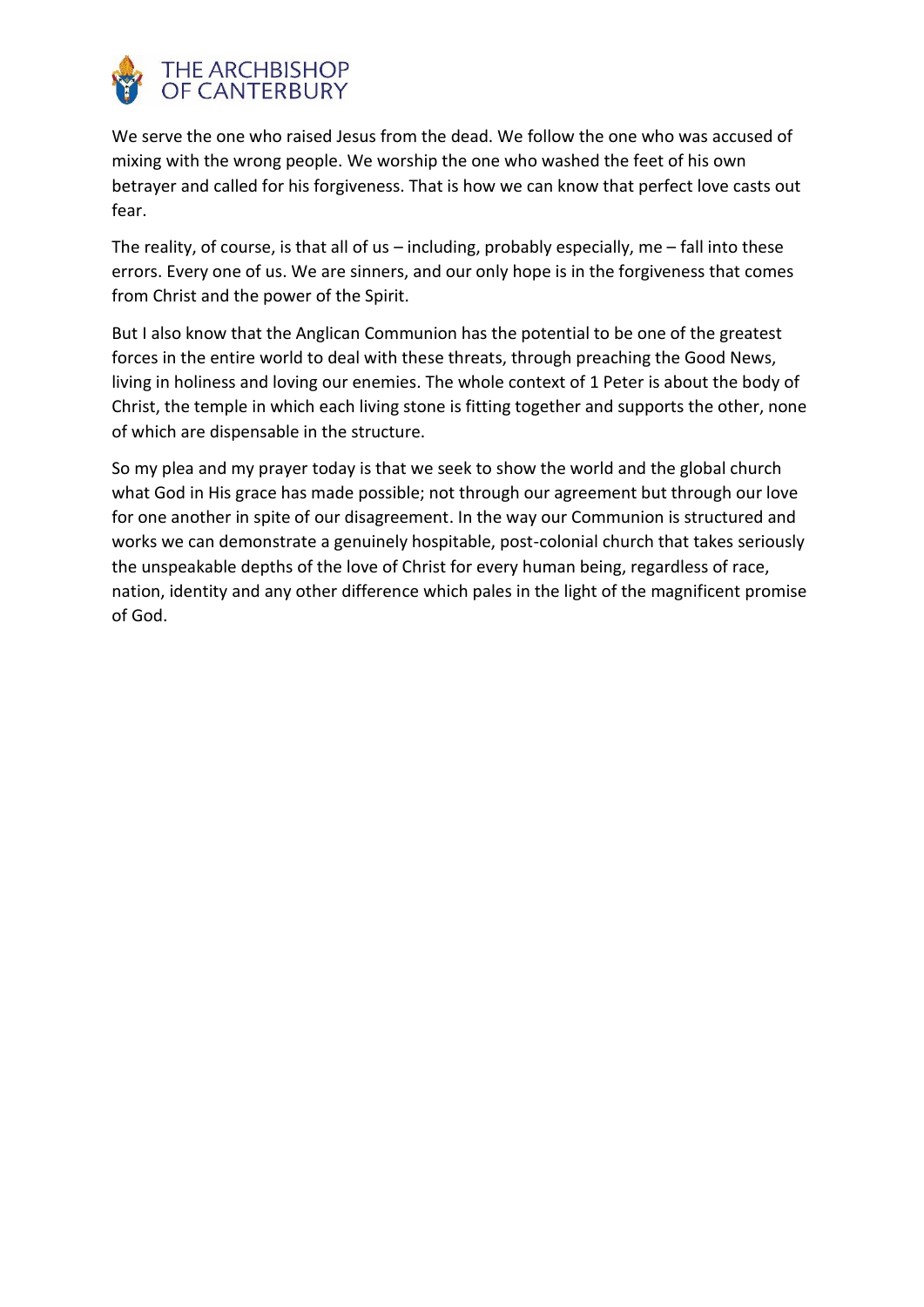We serve the one who raised Jesus from the dead. We follow the one who was accused of mixing with the wrong people. We worship the one who washed the feet of his own betrayer and called for his forgiveness. That is how we can know that perfect love casts out fear.

The reality, of course, is that all of us – including, probably especially, me – fall into these errors. Every one of us. We are sinners, and our only hope is in the forgiveness that comes from Christ and the power of the Spirit.

But I also know that the Anglican Communion has the potential to be one of the greatest forces in the entire world to deal with these threats, through preaching the Good News, living in holiness and loving our enemies. The whole context of 1 Peter is about the body of Christ, the temple in which each living stone is fitting together and supports the other, none of which are dispensable in the structure.

So my plea and my prayer today is that we seek to show the world and the global church what God in His grace has made possible; not through our agreement but through our love for one another in spite of our disagreement. In the way our Communion is structured and works we can demonstrate a genuinely hospitable, post-colonial church that takes seriously the unspeakable depths of the love of Christ for every human being, regardless of race, nation, identity and any other difference which pales in the light of the magnificent promise of God.